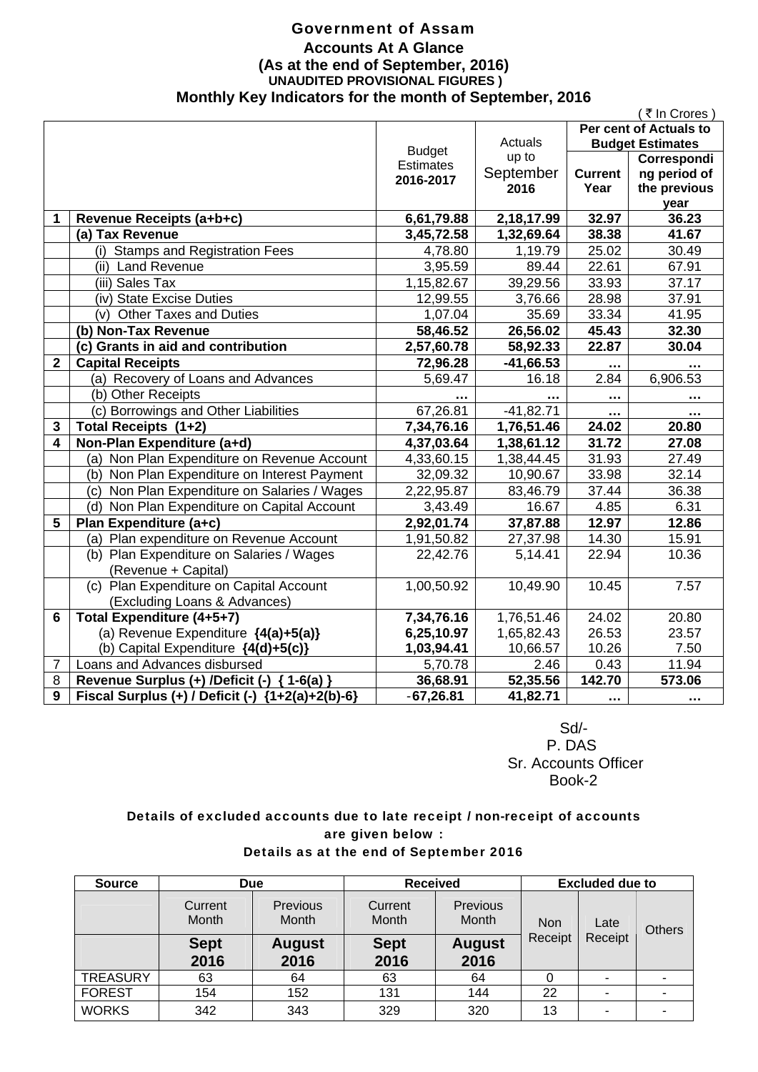# Government of Assam

## Accounts At A Glance

### (As at the end of September, 2016)

**UNAUDITED PROVISIONAL FIGURES )**

### Monthly Key Indicators for the month of September, 2016

( ₹ In Crores )

| | | Budget Estimates 2016-2017 | Actuals up to September 2016 | Per cent of Actuals to Budget Estimates | |
|---|---|---|---|---|---|
| | | | | Current Year | Corresponding period of the previous year |
| **1** | **Revenue Receipts (a+b+c)** | **6,61,79.88** | **2,18,17.99** | **32.97** | **36.23** |
| | **(a) Tax Revenue** | **3,45,72.58** | **1,32,69.64** | **38.38** | **41.67** |
| | (i) Stamps and Registration Fees | 4,78.80 | 1,19.79 | 25.02 | 30.49 |
| | (ii) Land Revenue | 3,95.59 | 89.44 | 22.61 | 67.91 |
| | (iii) Sales Tax | 1,15,82.67 | 39,29.56 | 33.93 | 37.17 |
| | (iv) State Excise Duties | 12,99.55 | 3,76.66 | 28.98 | 37.91 |
| | (v) Other Taxes and Duties | 1,07.04 | 35.69 | 33.34 | 41.95 |
| | **(b) Non-Tax Revenue** | **58,46.52** | **26,56.02** | **45.43** | **32.30** |
| | **(c) Grants in aid and contribution** | **2,57,60.78** | **58,92.33** | **22.87** | **30.04** |
| **2** | **Capital Receipts** | **72,96.28** | **-41,66.53** | **…** | **…** |
| | (a) Recovery of Loans and Advances | 5,69.47 | 16.18 | 2.84 | 6,906.53 |
| | (b) Other Receipts | … | … | … | … |
| | (c) Borrowings and Other Liabilities | 67,26.81 | -41,82.71 | … | … |
| **3** | **Total Receipts (1+2)** | **7,34,76.16** | **1,76,51.46** | **24.02** | **20.80** |
| **4** | **Non-Plan Expenditure (a+d)** | **4,37,03.64** | **1,38,61.12** | **31.72** | **27.08** |
| | (a) Non Plan Expenditure on Revenue Account | 4,33,60.15 | 1,38,44.45 | 31.93 | 27.49 |
| | (b) Non Plan Expenditure on Interest Payment | 32,09.32 | 10,90.67 | 33.98 | 32.14 |
| | (c) Non Plan Expenditure on Salaries / Wages | 2,22,95.87 | 83,46.79 | 37.44 | 36.38 |
| | (d) Non Plan Expenditure on Capital Account | 3,43.49 | 16.67 | 4.85 | 6.31 |
| **5** | **Plan Expenditure (a+c)** | **2,92,01.74** | **37,87.88** | **12.97** | **12.86** |
| | (a) Plan expenditure on Revenue Account | 1,91,50.82 | 27,37.98 | 14.30 | 15.91 |
| | (b) Plan Expenditure on Salaries / Wages (Revenue + Capital) | 22,42.76 | 5,14.41 | 22.94 | 10.36 |
| | (c) Plan Expenditure on Capital Account (Excluding Loans & Advances) | 1,00,50.92 | 10,49.90 | 10.45 | 7.57 |
| **6** | **Total Expenditure (4+5+7)** | **7,34,76.16** | 1,76,51.46 | 24.02 | 20.80 |
| | (a) Revenue Expenditure **{4(a)+5(a)}** | **6,25,10.97** | 1,65,82.43 | 26.53 | 23.57 |
| | (b) Capital Expenditure **{4(d)+5(c)}** | **1,03,94.41** | 10,66.57 | 10.26 | 7.50 |
| 7 | Loans and Advances disbursed | 5,70.78 | 2.46 | 0.43 | 11.94 |
| 8 | **Revenue Surplus (+) /Deficit (-) { 1-6(a) }** | **36,68.91** | **52,35.56** | **142.70** | **573.06** |
| 9 | **Fiscal Surplus (+) / Deficit (-) {1+2(a)+2(b)-6}** | **-67,26.81** | **41,82.71** | **…** | **…** |

Sd/-
P. DAS
Sr. Accounts Officer
Book-2

**Details of excluded accounts due to late receipt / non-receipt of accounts are given below :**

**Details as at the end of September 2016**

| Source | Due | | Received | | Excluded due to | | |
|---|---|---|---|---|---|---|---|
| | Current Month | Previous Month | Current Month | Previous Month | Non Receipt | Late Receipt | Others |
| | **Sept 2016** | **August 2016** | **Sept 2016** | **August 2016** | | | |
| TREASURY | 63 | 64 | 63 | 64 | 0 | - | - |
| FOREST | 154 | 152 | 131 | 144 | 22 | - | - |
| WORKS | 342 | 343 | 329 | 320 | 13 | - | - |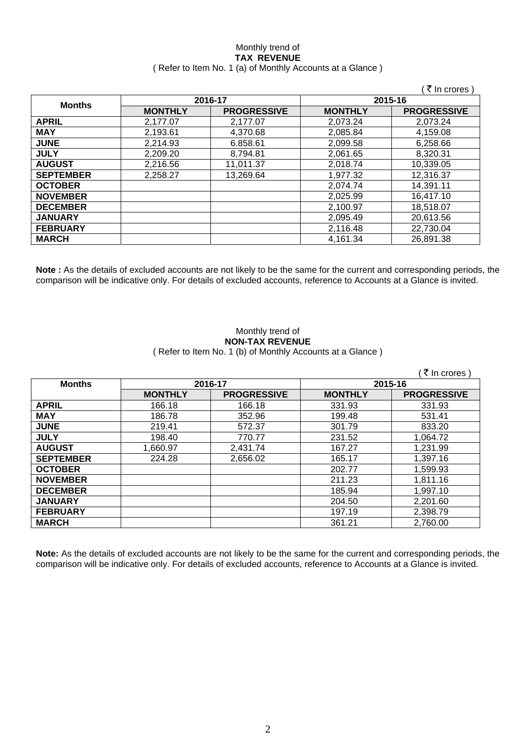Monthly trend of

**TAX REVENUE**

( Refer to Item No. 1 (a) of Monthly Accounts at a Glance )

( ₹ In crores )

| Months | 2016-17 | | 2015-16 | |
|---|---|---|---|---|
| | **MONTHLY** | **PROGRESSIVE** | **MONTHLY** | **PROGRESSIVE** |
| **APRIL** | 2,177.07 | 2,177.07 | 2,073.24 | 2,073.24 |
| **MAY** | 2,193.61 | 4,370.68 | 2,085.84 | 4,159.08 |
| **JUNE** | 2,214.93 | 6.858.61 | 2,099.58 | 6,258.66 |
| **JULY** | 2,209.20 | 8,794.81 | 2,061.65 | 8,320.31 |
| **AUGUST** | 2,216.56 | 11,011.37 | 2,018.74 | 10,339.05 |
| **SEPTEMBER** | 2,258.27 | 13,269.64 | 1,977.32 | 12,316.37 |
| **OCTOBER** | | | 2,074.74 | 14,391.11 |
| **NOVEMBER** | | | 2,025.99 | 16,417.10 |
| **DECEMBER** | | | 2,100.97 | 18,518.07 |
| **JANUARY** | | | 2,095.49 | 20,613.56 |
| **FEBRUARY** | | | 2,116.48 | 22,730.04 |
| **MARCH** | | | 4,161.34 | 26,891.38 |

**Note :** As the details of excluded accounts are not likely to be the same for the current and corresponding periods, the comparison will be indicative only. For details of excluded accounts, reference to Accounts at a Glance is invited.

Monthly trend of

**NON-TAX REVENUE**

( Refer to Item No. 1 (b) of Monthly Accounts at a Glance )

( ₹ In crores )

| Months | 2016-17 | | 2015-16 | |
|---|---|---|---|---|
| | **MONTHLY** | **PROGRESSIVE** | **MONTHLY** | **PROGRESSIVE** |
| **APRIL** | 166.18 | 166.18 | 331.93 | 331.93 |
| **MAY** | 186.78 | 352.96 | 199.48 | 531.41 |
| **JUNE** | 219.41 | 572.37 | 301.79 | 833.20 |
| **JULY** | 198.40 | 770.77 | 231.52 | 1,064.72 |
| **AUGUST** | 1,660.97 | 2,431.74 | 167.27 | 1,231.99 |
| **SEPTEMBER** | 224.28 | 2,656.02 | 165.17 | 1,397.16 |
| **OCTOBER** | | | 202.77 | 1,599.93 |
| **NOVEMBER** | | | 211.23 | 1,811.16 |
| **DECEMBER** | | | 185.94 | 1,997.10 |
| **JANUARY** | | | 204.50 | 2,201.60 |
| **FEBRUARY** | | | 197.19 | 2,398.79 |
| **MARCH** | | | 361.21 | 2,760.00 |

**Note:** As the details of excluded accounts are not likely to be the same for the current and corresponding periods, the comparison will be indicative only. For details of excluded accounts, reference to Accounts at a Glance is invited.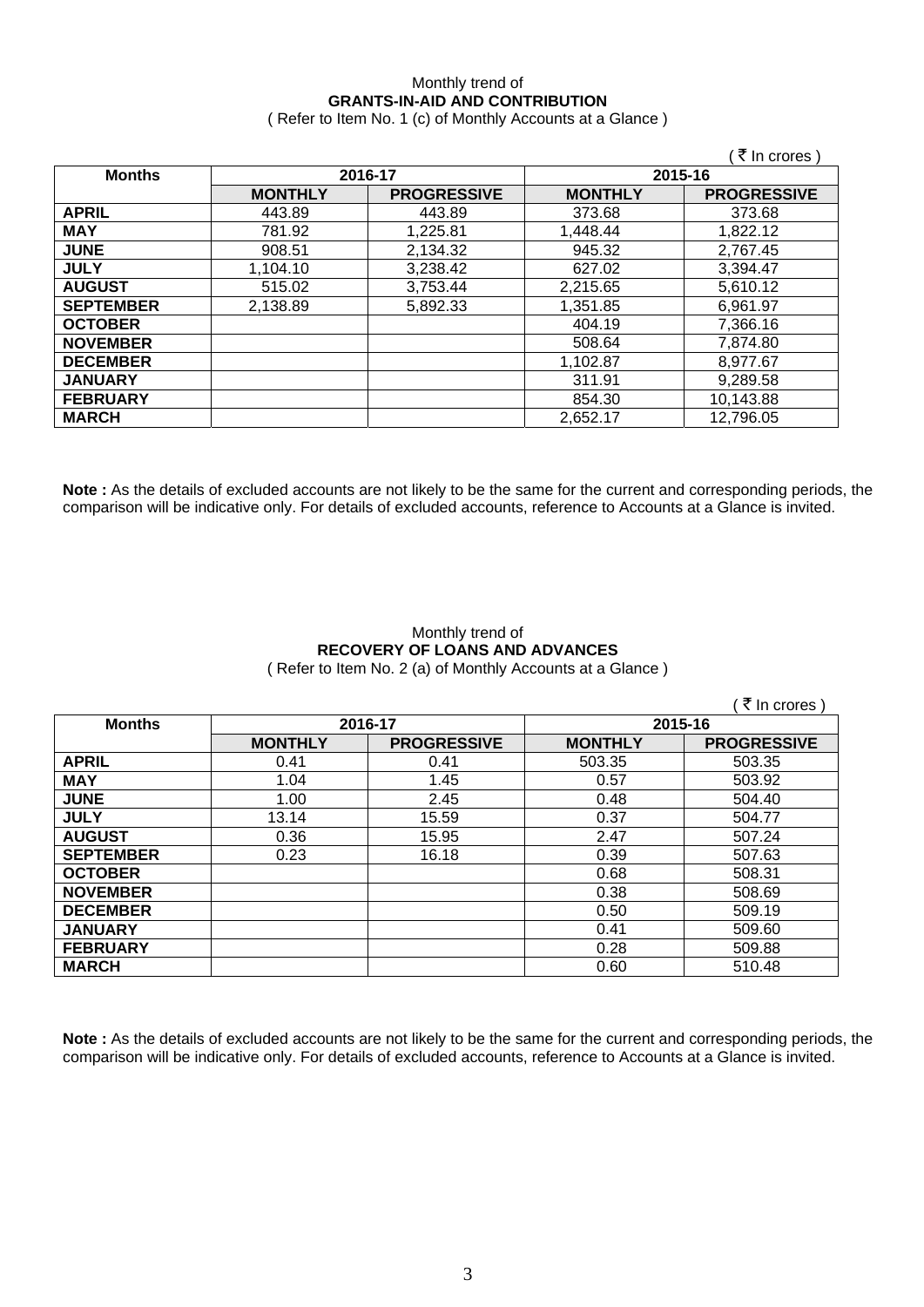Monthly trend of
**GRANTS-IN-AID AND CONTRIBUTION**
( Refer to Item No. 1 (c) of Monthly Accounts at a Glance )

( ₹ In crores )

| Months | 2016-17 | | 2015-16 | |
|---|---|---|---|---|
| | **MONTHLY** | **PROGRESSIVE** | **MONTHLY** | **PROGRESSIVE** |
| **APRIL** | 443.89 | 443.89 | 373.68 | 373.68 |
| **MAY** | 781.92 | 1,225.81 | 1,448.44 | 1,822.12 |
| **JUNE** | 908.51 | 2,134.32 | 945.32 | 2,767.45 |
| **JULY** | 1,104.10 | 3,238.42 | 627.02 | 3,394.47 |
| **AUGUST** | 515.02 | 3,753.44 | 2,215.65 | 5,610.12 |
| **SEPTEMBER** | 2,138.89 | 5,892.33 | 1,351.85 | 6,961.97 |
| **OCTOBER** | | | 404.19 | 7,366.16 |
| **NOVEMBER** | | | 508.64 | 7,874.80 |
| **DECEMBER** | | | 1,102.87 | 8,977.67 |
| **JANUARY** | | | 311.91 | 9,289.58 |
| **FEBRUARY** | | | 854.30 | 10,143.88 |
| **MARCH** | | | 2,652.17 | 12,796.05 |

**Note :** As the details of excluded accounts are not likely to be the same for the current and corresponding periods, the comparison will be indicative only. For details of excluded accounts, reference to Accounts at a Glance is invited.

Monthly trend of
**RECOVERY OF LOANS AND ADVANCES**
( Refer to Item No. 2 (a) of Monthly Accounts at a Glance )

( ₹ In crores )

| Months | 2016-17 | | 2015-16 | |
|---|---|---|---|---|
| | **MONTHLY** | **PROGRESSIVE** | **MONTHLY** | **PROGRESSIVE** |
| **APRIL** | 0.41 | 0.41 | 503.35 | 503.35 |
| **MAY** | 1.04 | 1.45 | 0.57 | 503.92 |
| **JUNE** | 1.00 | 2.45 | 0.48 | 504.40 |
| **JULY** | 13.14 | 15.59 | 0.37 | 504.77 |
| **AUGUST** | 0.36 | 15.95 | 2.47 | 507.24 |
| **SEPTEMBER** | 0.23 | 16.18 | 0.39 | 507.63 |
| **OCTOBER** | | | 0.68 | 508.31 |
| **NOVEMBER** | | | 0.38 | 508.69 |
| **DECEMBER** | | | 0.50 | 509.19 |
| **JANUARY** | | | 0.41 | 509.60 |
| **FEBRUARY** | | | 0.28 | 509.88 |
| **MARCH** | | | 0.60 | 510.48 |

**Note :** As the details of excluded accounts are not likely to be the same for the current and corresponding periods, the comparison will be indicative only. For details of excluded accounts, reference to Accounts at a Glance is invited.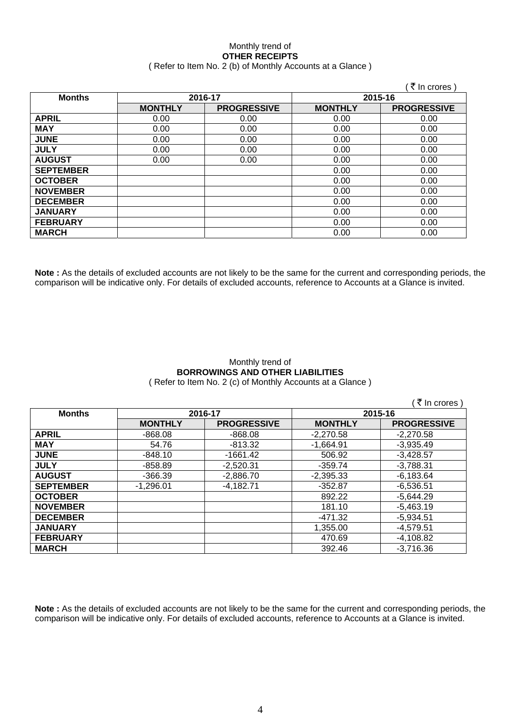Monthly trend of

**OTHER RECEIPTS**

( Refer to Item No. 2 (b) of Monthly Accounts at a Glance )

( ₹ In crores )

| Months | 2016-17 | | 2015-16 | |
|---|---|---|---|---|
| | **MONTHLY** | **PROGRESSIVE** | **MONTHLY** | **PROGRESSIVE** |
| **APRIL** | 0.00 | 0.00 | 0.00 | 0.00 |
| **MAY** | 0.00 | 0.00 | 0.00 | 0.00 |
| **JUNE** | 0.00 | 0.00 | 0.00 | 0.00 |
| **JULY** | 0.00 | 0.00 | 0.00 | 0.00 |
| **AUGUST** | 0.00 | 0.00 | 0.00 | 0.00 |
| **SEPTEMBER** | | | 0.00 | 0.00 |
| **OCTOBER** | | | 0.00 | 0.00 |
| **NOVEMBER** | | | 0.00 | 0.00 |
| **DECEMBER** | | | 0.00 | 0.00 |
| **JANUARY** | | | 0.00 | 0.00 |
| **FEBRUARY** | | | 0.00 | 0.00 |
| **MARCH** | | | 0.00 | 0.00 |

**Note :** As the details of excluded accounts are not likely to be the same for the current and corresponding periods, the comparison will be indicative only. For details of excluded accounts, reference to Accounts at a Glance is invited.

Monthly trend of

**BORROWINGS AND OTHER LIABILITIES**

( Refer to Item No. 2 (c) of Monthly Accounts at a Glance )

( ₹ In crores )

| Months | 2016-17 | | 2015-16 | |
|---|---|---|---|---|
| | **MONTHLY** | **PROGRESSIVE** | **MONTHLY** | **PROGRESSIVE** |
| **APRIL** | -868.08 | -868.08 | -2,270.58 | -2,270.58 |
| **MAY** | 54.76 | -813.32 | -1,664.91 | -3,935.49 |
| **JUNE** | -848.10 | -1661.42 | 506.92 | -3,428.57 |
| **JULY** | -858.89 | -2,520.31 | -359.74 | -3,788.31 |
| **AUGUST** | -366.39 | -2,886.70 | -2,395.33 | -6,183.64 |
| **SEPTEMBER** | -1,296.01 | -4,182.71 | -352.87 | -6,536.51 |
| **OCTOBER** | | | 892.22 | -5,644.29 |
| **NOVEMBER** | | | 181.10 | -5,463.19 |
| **DECEMBER** | | | -471.32 | -5,934.51 |
| **JANUARY** | | | 1,355.00 | -4,579.51 |
| **FEBRUARY** | | | 470.69 | -4,108.82 |
| **MARCH** | | | 392.46 | -3,716.36 |

**Note :** As the details of excluded accounts are not likely to be the same for the current and corresponding periods, the comparison will be indicative only. For details of excluded accounts, reference to Accounts at a Glance is invited.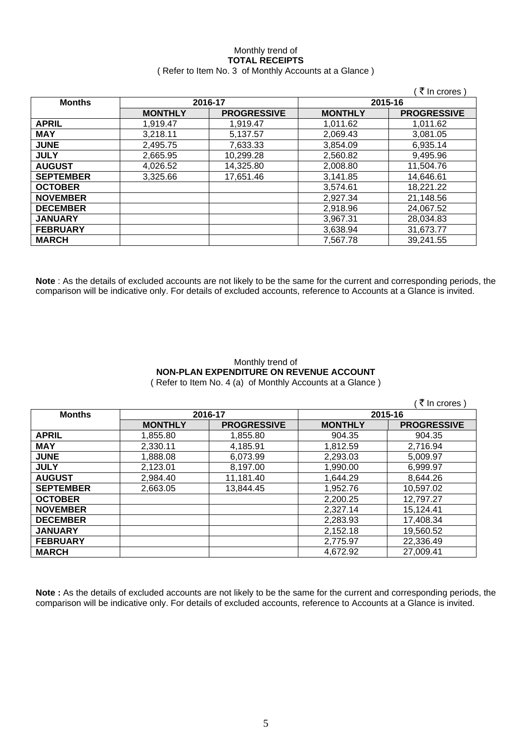Monthly trend of

**TOTAL RECEIPTS**

( Refer to Item No. 3 of Monthly Accounts at a Glance )

( ₹ In crores )

| Months | 2016-17 | | 2015-16 | |
|---|---|---|---|---|
| | **MONTHLY** | **PROGRESSIVE** | **MONTHLY** | **PROGRESSIVE** |
| **APRIL** | 1,919.47 | 1,919.47 | 1,011.62 | 1,011.62 |
| **MAY** | 3,218.11 | 5,137.57 | 2,069.43 | 3,081.05 |
| **JUNE** | 2,495.75 | 7,633.33 | 3,854.09 | 6,935.14 |
| **JULY** | 2,665.95 | 10,299.28 | 2,560.82 | 9,495.96 |
| **AUGUST** | 4,026.52 | 14,325.80 | 2,008.80 | 11,504.76 |
| **SEPTEMBER** | 3,325.66 | 17,651.46 | 3,141.85 | 14,646.61 |
| **OCTOBER** | | | 3,574.61 | 18,221.22 |
| **NOVEMBER** | | | 2,927.34 | 21,148.56 |
| **DECEMBER** | | | 2,918.96 | 24,067.52 |
| **JANUARY** | | | 3,967.31 | 28,034.83 |
| **FEBRUARY** | | | 3,638.94 | 31,673.77 |
| **MARCH** | | | 7,567.78 | 39,241.55 |

**Note** : As the details of excluded accounts are not likely to be the same for the current and corresponding periods, the comparison will be indicative only. For details of excluded accounts, reference to Accounts at a Glance is invited.

Monthly trend of

**NON-PLAN EXPENDITURE ON REVENUE ACCOUNT**

( Refer to Item No. 4 (a) of Monthly Accounts at a Glance )

( ₹ In crores )

| Months | 2016-17 | | 2015-16 | |
|---|---|---|---|---|
| | **MONTHLY** | **PROGRESSIVE** | **MONTHLY** | **PROGRESSIVE** |
| **APRIL** | 1,855.80 | 1,855.80 | 904.35 | 904.35 |
| **MAY** | 2,330.11 | 4,185.91 | 1,812.59 | 2,716.94 |
| **JUNE** | 1,888.08 | 6,073.99 | 2,293.03 | 5,009.97 |
| **JULY** | 2,123.01 | 8,197.00 | 1,990.00 | 6,999.97 |
| **AUGUST** | 2,984.40 | 11,181.40 | 1,644.29 | 8,644.26 |
| **SEPTEMBER** | 2,663.05 | 13,844.45 | 1,952.76 | 10,597.02 |
| **OCTOBER** | | | 2,200.25 | 12,797.27 |
| **NOVEMBER** | | | 2,327.14 | 15,124.41 |
| **DECEMBER** | | | 2,283.93 | 17,408.34 |
| **JANUARY** | | | 2,152.18 | 19,560.52 |
| **FEBRUARY** | | | 2,775.97 | 22,336.49 |
| **MARCH** | | | 4,672.92 | 27,009.41 |

**Note :** As the details of excluded accounts are not likely to be the same for the current and corresponding periods, the comparison will be indicative only. For details of excluded accounts, reference to Accounts at a Glance is invited.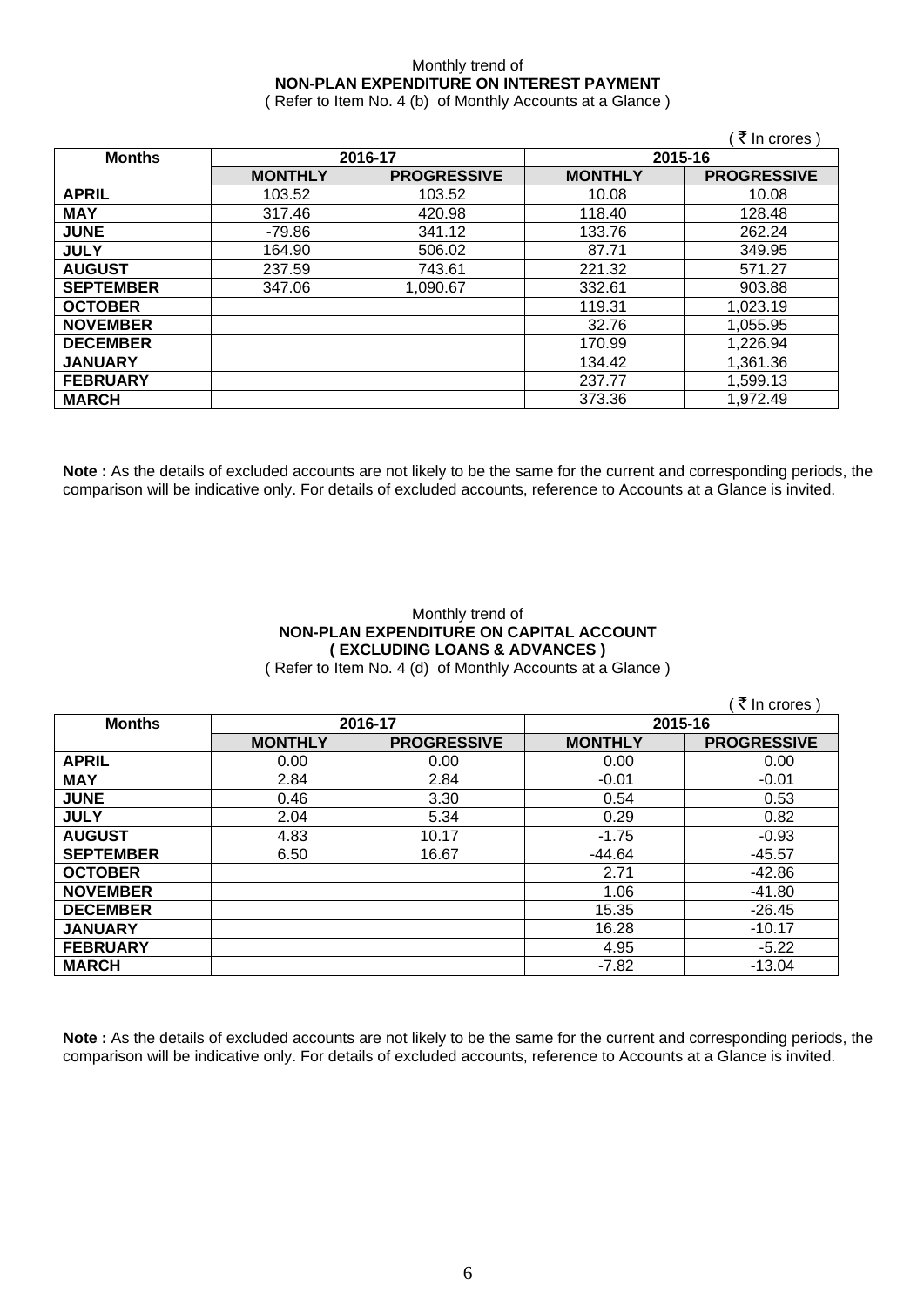Monthly trend of
**NON-PLAN EXPENDITURE ON INTEREST PAYMENT**
( Refer to Item No. 4 (b) of Monthly Accounts at a Glance )

( ₹ In crores )

| Months | 2016-17 | | 2015-16 | |
|---|---|---|---|---|
| | **MONTHLY** | **PROGRESSIVE** | **MONTHLY** | **PROGRESSIVE** |
| **APRIL** | 103.52 | 103.52 | 10.08 | 10.08 |
| **MAY** | 317.46 | 420.98 | 118.40 | 128.48 |
| **JUNE** | -79.86 | 341.12 | 133.76 | 262.24 |
| **JULY** | 164.90 | 506.02 | 87.71 | 349.95 |
| **AUGUST** | 237.59 | 743.61 | 221.32 | 571.27 |
| **SEPTEMBER** | 347.06 | 1,090.67 | 332.61 | 903.88 |
| **OCTOBER** | | | 119.31 | 1,023.19 |
| **NOVEMBER** | | | 32.76 | 1,055.95 |
| **DECEMBER** | | | 170.99 | 1,226.94 |
| **JANUARY** | | | 134.42 | 1,361.36 |
| **FEBRUARY** | | | 237.77 | 1,599.13 |
| **MARCH** | | | 373.36 | 1,972.49 |

**Note :** As the details of excluded accounts are not likely to be the same for the current and corresponding periods, the comparison will be indicative only. For details of excluded accounts, reference to Accounts at a Glance is invited.

Monthly trend of
**NON-PLAN EXPENDITURE ON CAPITAL ACCOUNT**
**( EXCLUDING LOANS & ADVANCES )**
( Refer to Item No. 4 (d) of Monthly Accounts at a Glance )

( ₹ In crores )

| Months | 2016-17 | | 2015-16 | |
|---|---|---|---|---|
| | **MONTHLY** | **PROGRESSIVE** | **MONTHLY** | **PROGRESSIVE** |
| **APRIL** | 0.00 | 0.00 | 0.00 | 0.00 |
| **MAY** | 2.84 | 2.84 | -0.01 | -0.01 |
| **JUNE** | 0.46 | 3.30 | 0.54 | 0.53 |
| **JULY** | 2.04 | 5.34 | 0.29 | 0.82 |
| **AUGUST** | 4.83 | 10.17 | -1.75 | -0.93 |
| **SEPTEMBER** | 6.50 | 16.67 | -44.64 | -45.57 |
| **OCTOBER** | | | 2.71 | -42.86 |
| **NOVEMBER** | | | 1.06 | -41.80 |
| **DECEMBER** | | | 15.35 | -26.45 |
| **JANUARY** | | | 16.28 | -10.17 |
| **FEBRUARY** | | | 4.95 | -5.22 |
| **MARCH** | | | -7.82 | -13.04 |

**Note :** As the details of excluded accounts are not likely to be the same for the current and corresponding periods, the comparison will be indicative only. For details of excluded accounts, reference to Accounts at a Glance is invited.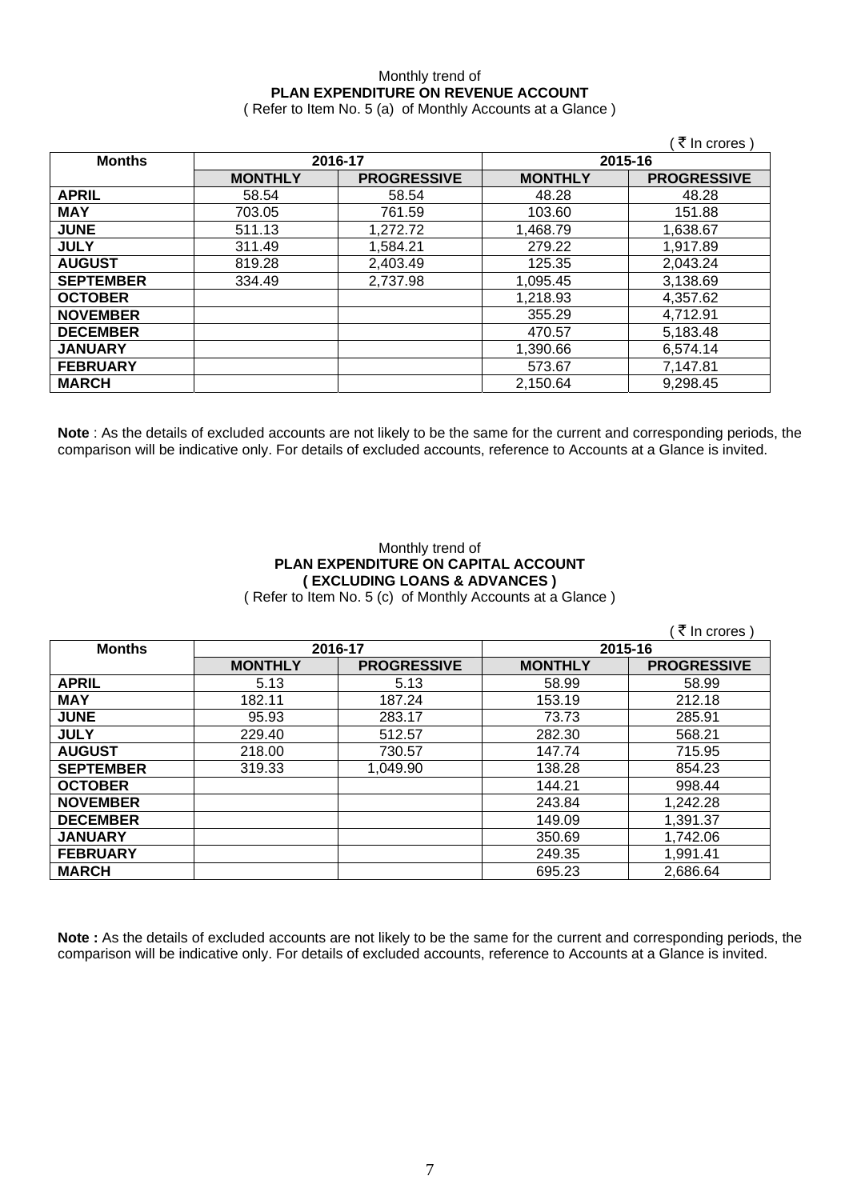Monthly trend of

## PLAN EXPENDITURE ON REVENUE ACCOUNT

( Refer to Item No. 5 (a) of Monthly Accounts at a Glance )

( ₹ In crores )

| Months | 2016-17 | | 2015-16 | |
|---|---|---|---|---|
| | MONTHLY | PROGRESSIVE | MONTHLY | PROGRESSIVE |
| APRIL | 58.54 | 58.54 | 48.28 | 48.28 |
| MAY | 703.05 | 761.59 | 103.60 | 151.88 |
| JUNE | 511.13 | 1,272.72 | 1,468.79 | 1,638.67 |
| JULY | 311.49 | 1,584.21 | 279.22 | 1,917.89 |
| AUGUST | 819.28 | 2,403.49 | 125.35 | 2,043.24 |
| SEPTEMBER | 334.49 | 2,737.98 | 1,095.45 | 3,138.69 |
| OCTOBER | | | 1,218.93 | 4,357.62 |
| NOVEMBER | | | 355.29 | 4,712.91 |
| DECEMBER | | | 470.57 | 5,183.48 |
| JANUARY | | | 1,390.66 | 6,574.14 |
| FEBRUARY | | | 573.67 | 7,147.81 |
| MARCH | | | 2,150.64 | 9,298.45 |

**Note** : As the details of excluded accounts are not likely to be the same for the current and corresponding periods, the comparison will be indicative only. For details of excluded accounts, reference to Accounts at a Glance is invited.

Monthly trend of

## PLAN EXPENDITURE ON CAPITAL ACCOUNT
## ( EXCLUDING LOANS & ADVANCES )

( Refer to Item No. 5 (c) of Monthly Accounts at a Glance )

( ₹ In crores )

| Months | 2016-17 | | 2015-16 | |
|---|---|---|---|---|
| | MONTHLY | PROGRESSIVE | MONTHLY | PROGRESSIVE |
| APRIL | 5.13 | 5.13 | 58.99 | 58.99 |
| MAY | 182.11 | 187.24 | 153.19 | 212.18 |
| JUNE | 95.93 | 283.17 | 73.73 | 285.91 |
| JULY | 229.40 | 512.57 | 282.30 | 568.21 |
| AUGUST | 218.00 | 730.57 | 147.74 | 715.95 |
| SEPTEMBER | 319.33 | 1,049.90 | 138.28 | 854.23 |
| OCTOBER | | | 144.21 | 998.44 |
| NOVEMBER | | | 243.84 | 1,242.28 |
| DECEMBER | | | 149.09 | 1,391.37 |
| JANUARY | | | 350.69 | 1,742.06 |
| FEBRUARY | | | 249.35 | 1,991.41 |
| MARCH | | | 695.23 | 2,686.64 |

**Note :** As the details of excluded accounts are not likely to be the same for the current and corresponding periods, the comparison will be indicative only. For details of excluded accounts, reference to Accounts at a Glance is invited.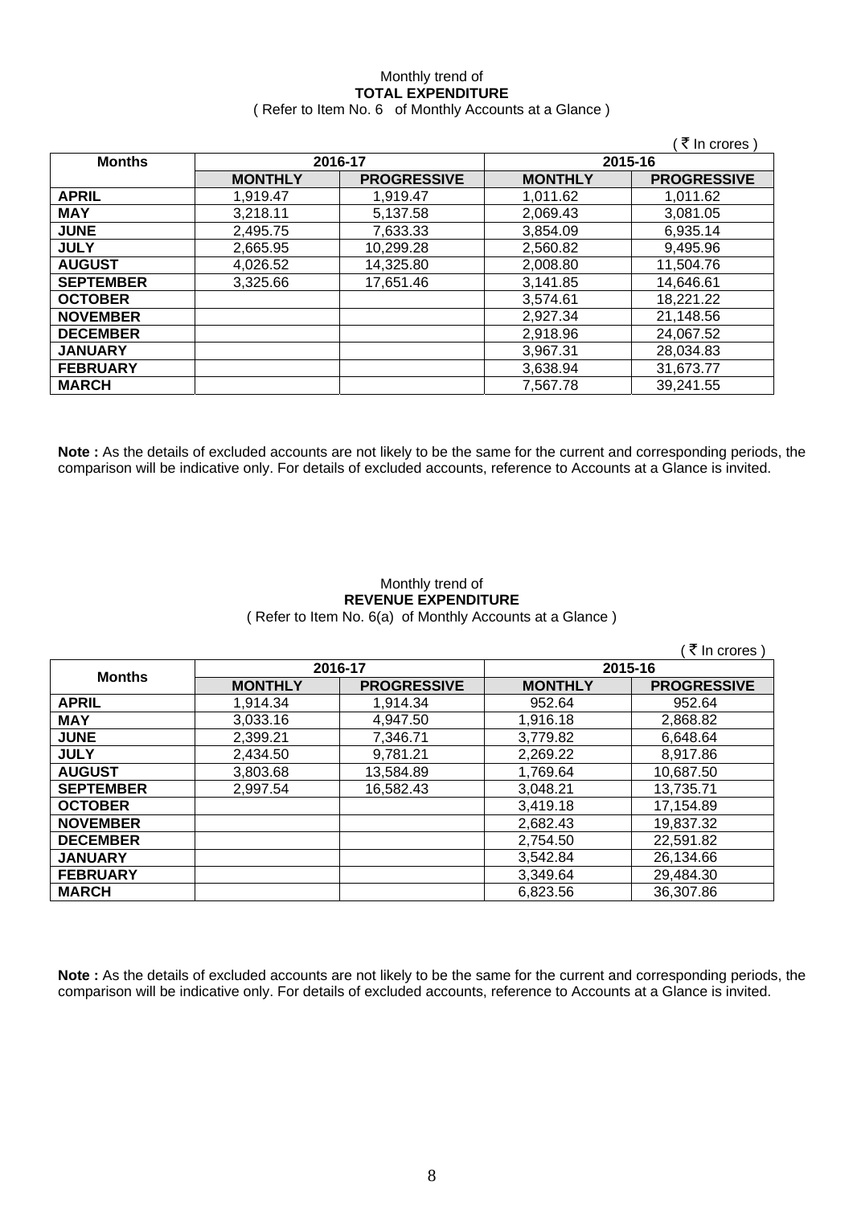Monthly trend of
**TOTAL EXPENDITURE**
( Refer to Item No. 6 of Monthly Accounts at a Glance )

( ₹ In crores )

| Months | 2016-17 | | 2015-16 | |
|---|---|---|---|---|
| | MONTHLY | PROGRESSIVE | MONTHLY | PROGRESSIVE |
| **APRIL** | 1,919.47 | 1,919.47 | 1,011.62 | 1,011.62 |
| **MAY** | 3,218.11 | 5,137.58 | 2,069.43 | 3,081.05 |
| **JUNE** | 2,495.75 | 7,633.33 | 3,854.09 | 6,935.14 |
| **JULY** | 2,665.95 | 10,299.28 | 2,560.82 | 9,495.96 |
| **AUGUST** | 4,026.52 | 14,325.80 | 2,008.80 | 11,504.76 |
| **SEPTEMBER** | 3,325.66 | 17,651.46 | 3,141.85 | 14,646.61 |
| **OCTOBER** | | | 3,574.61 | 18,221.22 |
| **NOVEMBER** | | | 2,927.34 | 21,148.56 |
| **DECEMBER** | | | 2,918.96 | 24,067.52 |
| **JANUARY** | | | 3,967.31 | 28,034.83 |
| **FEBRUARY** | | | 3,638.94 | 31,673.77 |
| **MARCH** | | | 7,567.78 | 39,241.55 |

**Note :** As the details of excluded accounts are not likely to be the same for the current and corresponding periods, the comparison will be indicative only. For details of excluded accounts, reference to Accounts at a Glance is invited.

Monthly trend of
**REVENUE EXPENDITURE**
( Refer to Item No. 6(a) of Monthly Accounts at a Glance )

( ₹ In crores )

| Months | 2016-17 | | 2015-16 | |
|---|---|---|---|---|
| | MONTHLY | PROGRESSIVE | MONTHLY | PROGRESSIVE |
| **APRIL** | 1,914.34 | 1,914.34 | 952.64 | 952.64 |
| **MAY** | 3,033.16 | 4,947.50 | 1,916.18 | 2,868.82 |
| **JUNE** | 2,399.21 | 7,346.71 | 3,779.82 | 6,648.64 |
| **JULY** | 2,434.50 | 9,781.21 | 2,269.22 | 8,917.86 |
| **AUGUST** | 3,803.68 | 13,584.89 | 1,769.64 | 10,687.50 |
| **SEPTEMBER** | 2,997.54 | 16,582.43 | 3,048.21 | 13,735.71 |
| **OCTOBER** | | | 3,419.18 | 17,154.89 |
| **NOVEMBER** | | | 2,682.43 | 19,837.32 |
| **DECEMBER** | | | 2,754.50 | 22,591.82 |
| **JANUARY** | | | 3,542.84 | 26,134.66 |
| **FEBRUARY** | | | 3,349.64 | 29,484.30 |
| **MARCH** | | | 6,823.56 | 36,307.86 |

**Note :** As the details of excluded accounts are not likely to be the same for the current and corresponding periods, the comparison will be indicative only. For details of excluded accounts, reference to Accounts at a Glance is invited.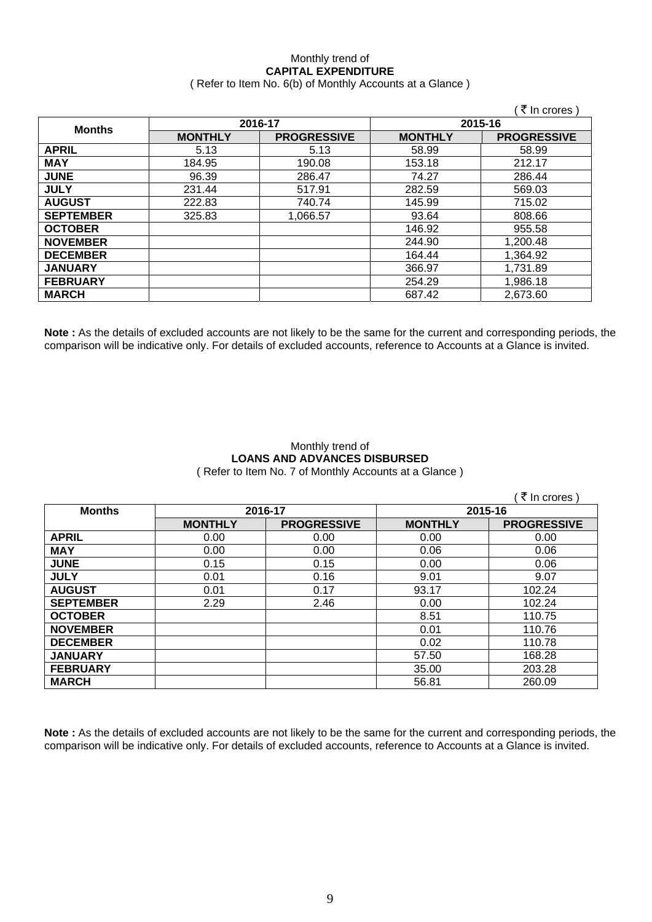Monthly trend of
**CAPITAL EXPENDITURE**
( Refer to Item No. 6(b) of Monthly Accounts at a Glance )

( ₹ In crores )

| Months | 2016-17 | | 2015-16 | |
|---|---|---|---|---|
| | MONTHLY | PROGRESSIVE | MONTHLY | PROGRESSIVE |
| APRIL | 5.13 | 5.13 | 58.99 | 58.99 |
| MAY | 184.95 | 190.08 | 153.18 | 212.17 |
| JUNE | 96.39 | 286.47 | 74.27 | 286.44 |
| JULY | 231.44 | 517.91 | 282.59 | 569.03 |
| AUGUST | 222.83 | 740.74 | 145.99 | 715.02 |
| SEPTEMBER | 325.83 | 1,066.57 | 93.64 | 808.66 |
| OCTOBER | | | 146.92 | 955.58 |
| NOVEMBER | | | 244.90 | 1,200.48 |
| DECEMBER | | | 164.44 | 1,364.92 |
| JANUARY | | | 366.97 | 1,731.89 |
| FEBRUARY | | | 254.29 | 1,986.18 |
| MARCH | | | 687.42 | 2,673.60 |

**Note :** As the details of excluded accounts are not likely to be the same for the current and corresponding periods, the comparison will be indicative only. For details of excluded accounts, reference to Accounts at a Glance is invited.

Monthly trend of
**LOANS AND ADVANCES DISBURSED**
( Refer to Item No. 7 of Monthly Accounts at a Glance )

( ₹ In crores )

| Months | 2016-17 | | 2015-16 | |
|---|---|---|---|---|
| | MONTHLY | PROGRESSIVE | MONTHLY | PROGRESSIVE |
| APRIL | 0.00 | 0.00 | 0.00 | 0.00 |
| MAY | 0.00 | 0.00 | 0.06 | 0.06 |
| JUNE | 0.15 | 0.15 | 0.00 | 0.06 |
| JULY | 0.01 | 0.16 | 9.01 | 9.07 |
| AUGUST | 0.01 | 0.17 | 93.17 | 102.24 |
| SEPTEMBER | 2.29 | 2.46 | 0.00 | 102.24 |
| OCTOBER | | | 8.51 | 110.75 |
| NOVEMBER | | | 0.01 | 110.76 |
| DECEMBER | | | 0.02 | 110.78 |
| JANUARY | | | 57.50 | 168.28 |
| FEBRUARY | | | 35.00 | 203.28 |
| MARCH | | | 56.81 | 260.09 |

**Note :** As the details of excluded accounts are not likely to be the same for the current and corresponding periods, the comparison will be indicative only. For details of excluded accounts, reference to Accounts at a Glance is invited.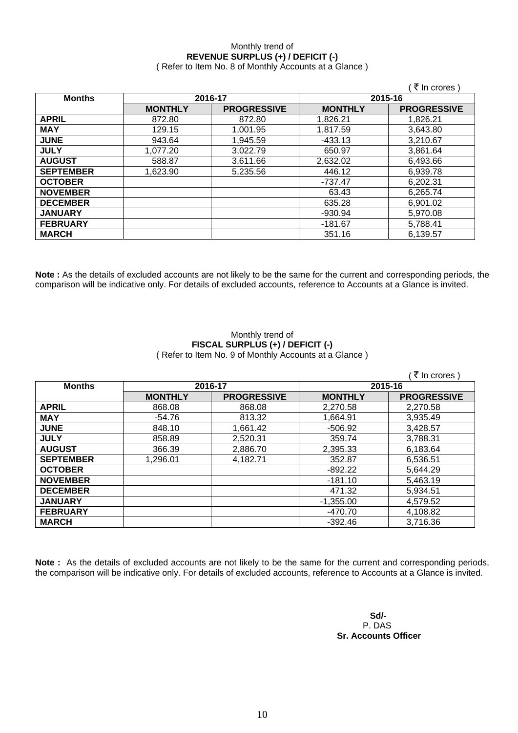Monthly trend of
**REVENUE SURPLUS (+) / DEFICIT (-)**
( Refer to Item No. 8 of Monthly Accounts at a Glance )

( ₹ In crores )

| Months | 2016-17 | | 2015-16 | |
|---|---|---|---|---|
| | MONTHLY | PROGRESSIVE | MONTHLY | PROGRESSIVE |
| APRIL | 872.80 | 872.80 | 1,826.21 | 1,826.21 |
| MAY | 129.15 | 1,001.95 | 1,817.59 | 3,643.80 |
| JUNE | 943.64 | 1,945.59 | -433.13 | 3,210.67 |
| JULY | 1,077.20 | 3,022.79 | 650.97 | 3,861.64 |
| AUGUST | 588.87 | 3,611.66 | 2,632.02 | 6,493.66 |
| SEPTEMBER | 1,623.90 | 5,235.56 | 446.12 | 6,939.78 |
| OCTOBER | | | -737.47 | 6,202.31 |
| NOVEMBER | | | 63.43 | 6,265.74 |
| DECEMBER | | | 635.28 | 6,901.02 |
| JANUARY | | | -930.94 | 5,970.08 |
| FEBRUARY | | | -181.67 | 5,788.41 |
| MARCH | | | 351.16 | 6,139.57 |

**Note :** As the details of excluded accounts are not likely to be the same for the current and corresponding periods, the comparison will be indicative only. For details of excluded accounts, reference to Accounts at a Glance is invited.

Monthly trend of
**FISCAL SURPLUS (+) / DEFICIT (-)**
( Refer to Item No. 9 of Monthly Accounts at a Glance )

( ₹ In crores )

| Months | 2016-17 | | 2015-16 | |
|---|---|---|---|---|
| | MONTHLY | PROGRESSIVE | MONTHLY | PROGRESSIVE |
| APRIL | 868.08 | 868.08 | 2,270.58 | 2,270.58 |
| MAY | -54.76 | 813.32 | 1,664.91 | 3,935.49 |
| JUNE | 848.10 | 1,661.42 | -506.92 | 3,428.57 |
| JULY | 858.89 | 2,520.31 | 359.74 | 3,788.31 |
| AUGUST | 366.39 | 2,886.70 | 2,395.33 | 6,183.64 |
| SEPTEMBER | 1,296.01 | 4,182.71 | 352.87 | 6,536.51 |
| OCTOBER | | | -892.22 | 5,644.29 |
| NOVEMBER | | | -181.10 | 5,463.19 |
| DECEMBER | | | 471.32 | 5,934.51 |
| JANUARY | | | -1,355.00 | 4,579.52 |
| FEBRUARY | | | -470.70 | 4,108.82 |
| MARCH | | | -392.46 | 3,716.36 |

**Note :** As the details of excluded accounts are not likely to be the same for the current and corresponding periods, the comparison will be indicative only. For details of excluded accounts, reference to Accounts at a Glance is invited.

**Sd/-**
P. DAS
**Sr. Accounts Officer**